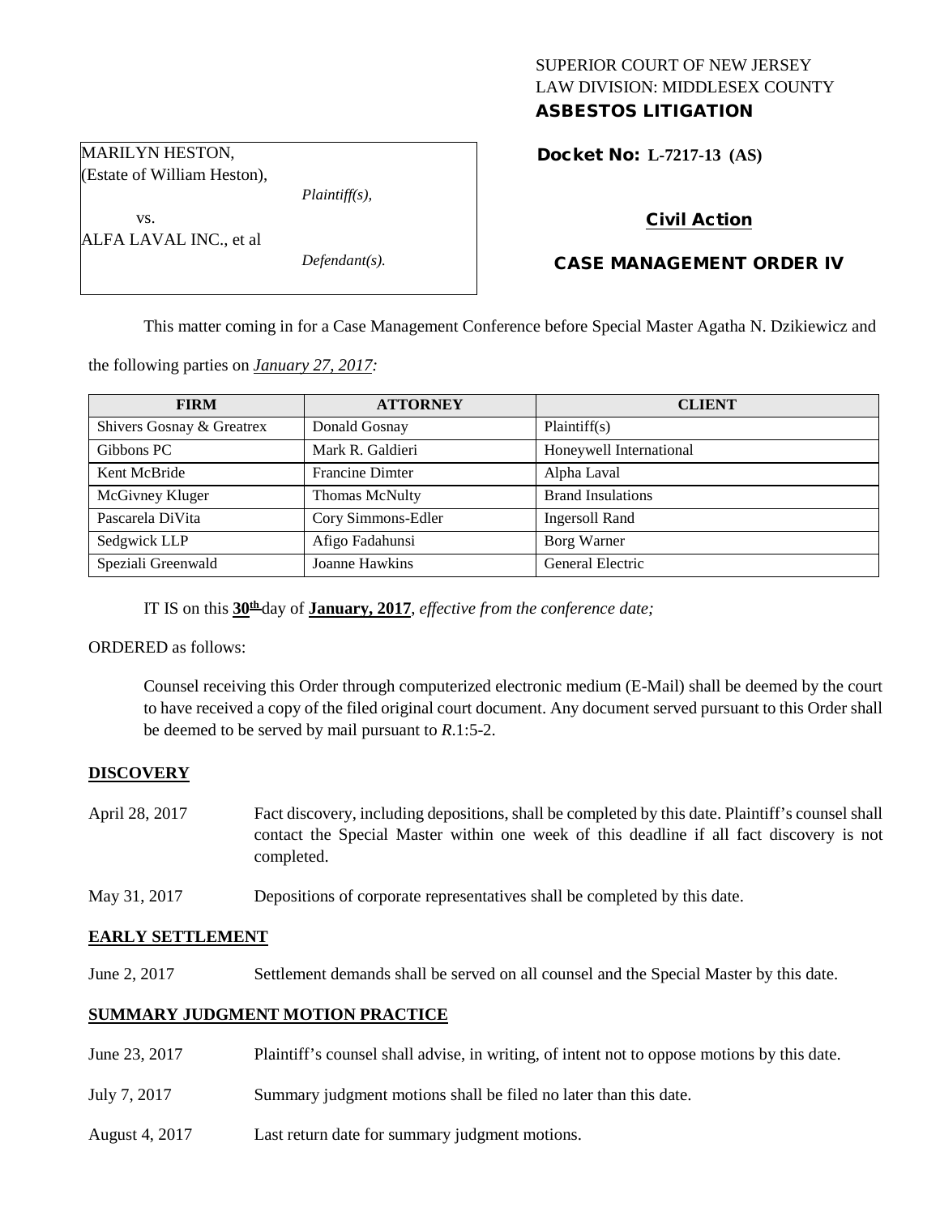SUPERIOR COURT OF NEW JERSEY
LAW DIVISION: MIDDLESEX COUNTY
**ASBESTOS LITIGATION**

MARILYN HESTON,
(Estate of William Heston),
*Plaintiff(s),*
vs.
ALFA LAVAL INC., et al
*Defendant(s).*

**Docket No: L-7217-13 (AS)**

**Civil Action**

**CASE MANAGEMENT ORDER IV**

This matter coming in for a Case Management Conference before Special Master Agatha N. Dzikiewicz and the following parties on *January 27, 2017:*

| FIRM | ATTORNEY | CLIENT |
|---|---|---|
| Shivers Gosnay & Greatrex | Donald Gosnay | Plaintiff(s) |
| Gibbons PC | Mark R. Galdieri | Honeywell International |
| Kent McBride | Francine Dimter | Alpha Laval |
| McGivney Kluger | Thomas McNulty | Brand Insulations |
| Pascarela DiVita | Cory Simmons-Edler | Ingersoll Rand |
| Sedgwick LLP | Afigo Fadahunsi | Borg Warner |
| Speziali Greenwald | Joanne Hawkins | General Electric |

IT IS on this **30th** day of **January, 2017**, *effective from the conference date;*

ORDERED as follows:

Counsel receiving this Order through computerized electronic medium (E-Mail) shall be deemed by the court to have received a copy of the filed original court document. Any document served pursuant to this Order shall be deemed to be served by mail pursuant to *R*.1:5-2.

**DISCOVERY**

April 28, 2017 Fact discovery, including depositions, shall be completed by this date. Plaintiff's counsel shall contact the Special Master within one week of this deadline if all fact discovery is not completed.

May 31, 2017 Depositions of corporate representatives shall be completed by this date.

**EARLY SETTLEMENT**

June 2, 2017 Settlement demands shall be served on all counsel and the Special Master by this date.

**SUMMARY JUDGMENT MOTION PRACTICE**

June 23, 2017 Plaintiff's counsel shall advise, in writing, of intent not to oppose motions by this date.

July 7, 2017 Summary judgment motions shall be filed no later than this date.

August 4, 2017 Last return date for summary judgment motions.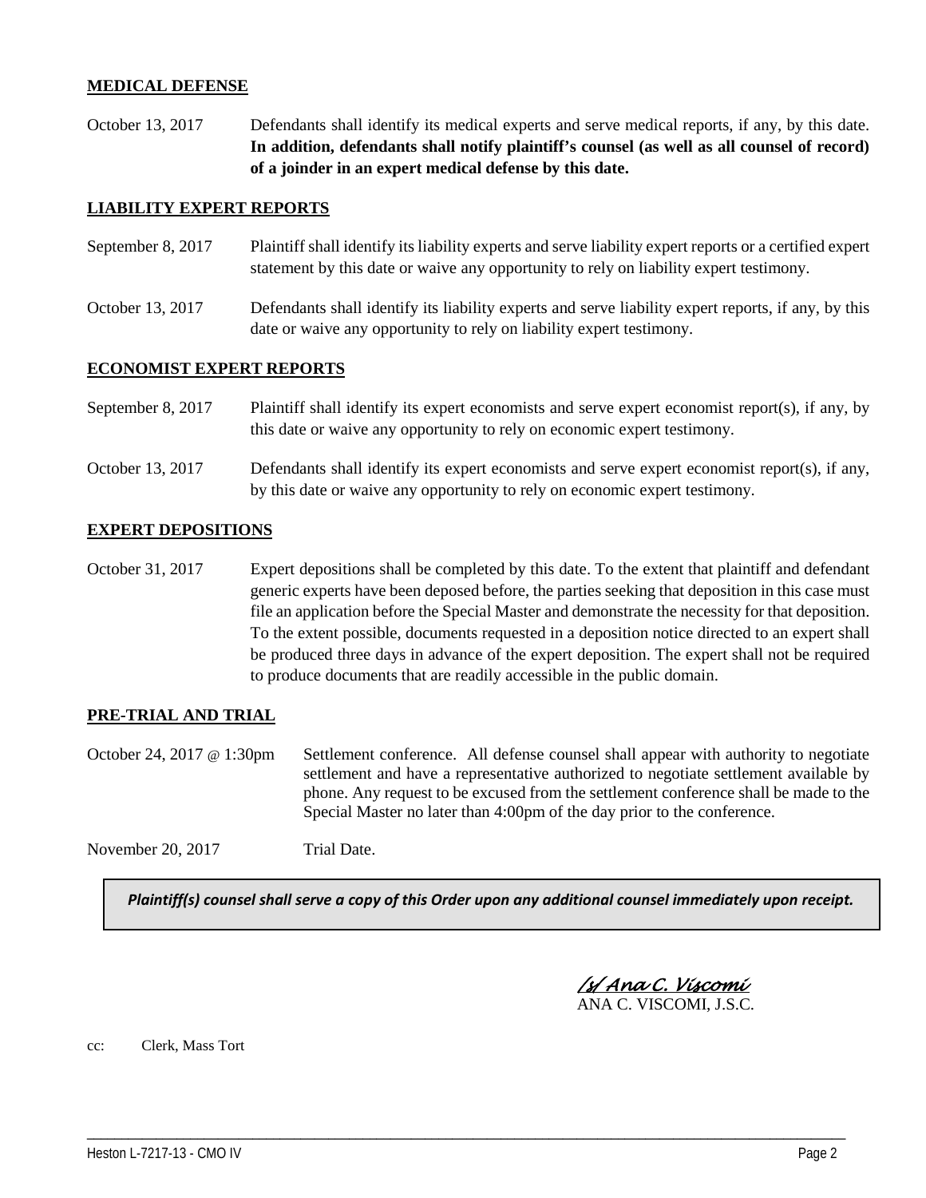## MEDICAL DEFENSE

| | |
|---|---|
| October 13, 2017 | Defendants shall identify its medical experts and serve medical reports, if any, by this date. **In addition, defendants shall notify plaintiff's counsel (as well as all counsel of record) of a joinder in an expert medical defense by this date.** |

## LIABILITY EXPERT REPORTS

| | |
|---|---|
| September 8, 2017 | Plaintiff shall identify its liability experts and serve liability expert reports or a certified expert statement by this date or waive any opportunity to rely on liability expert testimony. |
| October 13, 2017 | Defendants shall identify its liability experts and serve liability expert reports, if any, by this date or waive any opportunity to rely on liability expert testimony. |

## ECONOMIST EXPERT REPORTS

| | |
|---|---|
| September 8, 2017 | Plaintiff shall identify its expert economists and serve expert economist report(s), if any, by this date or waive any opportunity to rely on economic expert testimony. |
| October 13, 2017 | Defendants shall identify its expert economists and serve expert economist report(s), if any, by this date or waive any opportunity to rely on economic expert testimony. |

## EXPERT DEPOSITIONS

| | |
|---|---|
| October 31, 2017 | Expert depositions shall be completed by this date. To the extent that plaintiff and defendant generic experts have been deposed before, the parties seeking that deposition in this case must file an application before the Special Master and demonstrate the necessity for that deposition. To the extent possible, documents requested in a deposition notice directed to an expert shall be produced three days in advance of the expert deposition. The expert shall not be required to produce documents that are readily accessible in the public domain. |

## PRE-TRIAL AND TRIAL

| | |
|---|---|
| October 24, 2017 @ 1:30pm | Settlement conference. All defense counsel shall appear with authority to negotiate settlement and have a representative authorized to negotiate settlement available by phone. Any request to be excused from the settlement conference shall be made to the Special Master no later than 4:00pm of the day prior to the conference. |
| November 20, 2017 | Trial Date. |

***Plaintiff(s) counsel shall serve a copy of this Order upon any additional counsel immediately upon receipt.***

*/s/ Ana C. Viscomi*
ANA C. VISCOMI, J.S.C.

cc: Clerk, Mass Tort